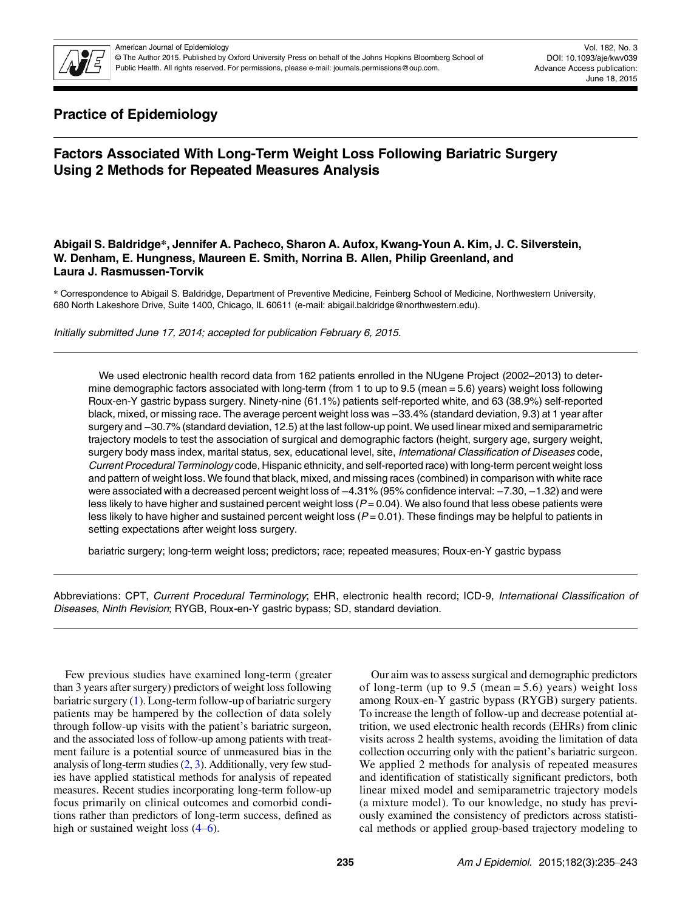## Practice of Epidemiology

# Factors Associated With Long-Term Weight Loss Following Bariatric Surgery Using 2 Methods for Repeated Measures Analysis

**Abigail S. Baldridge\*, Jennifer A. Pacheco, Sharon A. Aufox, Kwang-Youn A. Kim, J. C. Silverstein, W. Denham, E. Hungness, Maureen E. Smith, Norrina B. Allen, Philip Greenland, and Laura J. Rasmussen-Torvik**

\* Correspondence to Abigail S. Baldridge, Department of Preventive Medicine, Feinberg School of Medicine, Northwestern University, 680 North Lakeshore Drive, Suite 1400, Chicago, IL 60611 (e-mail: abigail.baldridge@northwestern.edu).

*Initially submitted June 17, 2014; accepted for publication February 6, 2015.*

We used electronic health record data from 162 patients enrolled in the NUgene Project (2002–2013) to determine demographic factors associated with long-term (from 1 to up to 9.5 (mean = 5.6) years) weight loss following Roux-en-Y gastric bypass surgery. Ninety-nine (61.1%) patients self-reported white, and 63 (38.9%) self-reported black, mixed, or missing race. The average percent weight loss was −33.4% (standard deviation, 9.3) at 1 year after surgery and −30.7% (standard deviation, 12.5) at the last follow-up point. We used linear mixed and semiparametric trajectory models to test the association of surgical and demographic factors (height, surgery age, surgery weight, surgery body mass index, marital status, sex, educational level, site, *International Classification of Diseases* code, *Current Procedural Terminology* code, Hispanic ethnicity, and self-reported race) with long-term percent weight loss and pattern of weight loss. We found that black, mixed, and missing races (combined) in comparison with white race were associated with a decreased percent weight loss of −4.31% (95% confidence interval: −7.30, −1.32) and were less likely to have higher and sustained percent weight loss ($P = 0.04$). We also found that less obese patients were less likely to have higher and sustained percent weight loss ($P = 0.01$). These findings may be helpful to patients in setting expectations after weight loss surgery.

bariatric surgery; long-term weight loss; predictors; race; repeated measures; Roux-en-Y gastric bypass

Abbreviations: CPT, *Current Procedural Terminology*; EHR, electronic health record; ICD-9, *International Classification of Diseases, Ninth Revision*; RYGB, Roux-en-Y gastric bypass; SD, standard deviation.

Few previous studies have examined long-term (greater than 3 years after surgery) predictors of weight loss following bariatric surgery (1). Long-term follow-up of bariatric surgery patients may be hampered by the collection of data solely through follow-up visits with the patient's bariatric surgeon, and the associated loss of follow-up among patients with treatment failure is a potential source of unmeasured bias in the analysis of long-term studies (2, 3). Additionally, very few studies have applied statistical methods for analysis of repeated measures. Recent studies incorporating long-term follow-up focus primarily on clinical outcomes and comorbid conditions rather than predictors of long-term success, defined as high or sustained weight loss (4–6).

Our aim was to assess surgical and demographic predictors of long-term (up to 9.5 (mean = 5.6) years) weight loss among Roux-en-Y gastric bypass (RYGB) surgery patients. To increase the length of follow-up and decrease potential attrition, we used electronic health records (EHRs) from clinic visits across 2 health systems, avoiding the limitation of data collection occurring only with the patient's bariatric surgeon. We applied 2 methods for analysis of repeated measures and identification of statistically significant predictors, both linear mixed model and semiparametric trajectory models (a mixture model). To our knowledge, no study has previously examined the consistency of predictors across statistical methods or applied group-based trajectory modeling to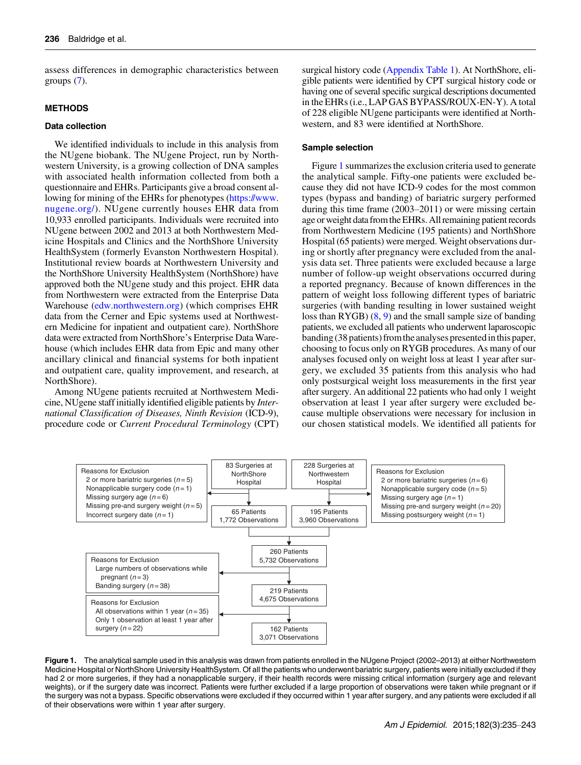assess differences in demographic characteristics between groups (7).

## METHODS

### Data collection

We identified individuals to include in this analysis from the NUgene biobank. The NUgene Project, run by Northwestern University, is a growing collection of DNA samples with associated health information collected from both a questionnaire and EHRs. Participants give a broad consent allowing for mining of the EHRs for phenotypes (https://www.nugene.org/). NUgene currently houses EHR data from 10,933 enrolled participants. Individuals were recruited into NUgene between 2002 and 2013 at both Northwestern Medicine Hospitals and Clinics and the NorthShore University HealthSystem (formerly Evanston Northwestern Hospital). Institutional review boards at Northwestern University and the NorthShore University HealthSystem (NorthShore) have approved both the NUgene study and this project. EHR data from Northwestern were extracted from the Enterprise Data Warehouse (edw.northwestern.org) (which comprises EHR data from the Cerner and Epic systems used at Northwestern Medicine for inpatient and outpatient care). NorthShore data were extracted from NorthShore's Enterprise Data Warehouse (which includes EHR data from Epic and many other ancillary clinical and financial systems for both inpatient and outpatient care, quality improvement, and research, at NorthShore).

Among NUgene patients recruited at Northwestern Medicine, NUgene staff initially identified eligible patients by *International Classification of Diseases, Ninth Revision* (ICD-9), procedure code or *Current Procedural Terminology* (CPT) surgical history code (Appendix Table 1). At NorthShore, eligible patients were identified by CPT surgical history code or having one of several specific surgical descriptions documented in the EHRs (i.e., LAP GAS BYPASS/ROUX-EN-Y). A total of 228 eligible NUgene participants were identified at Northwestern, and 83 were identified at NorthShore.

### Sample selection

Figure 1 summarizes the exclusion criteria used to generate the analytical sample. Fifty-one patients were excluded because they did not have ICD-9 codes for the most common types (bypass and banding) of bariatric surgery performed during this time frame (2003–2011) or were missing certain age or weight data from the EHRs. All remaining patient records from Northwestern Medicine (195 patients) and NorthShore Hospital (65 patients) were merged. Weight observations during or shortly after pregnancy were excluded from the analysis data set. Three patients were excluded because a large number of follow-up weight observations occurred during a reported pregnancy. Because of known differences in the pattern of weight loss following different types of bariatric surgeries (with banding resulting in lower sustained weight loss than RYGB) (8, 9) and the small sample size of banding patients, we excluded all patients who underwent laparoscopic banding (38 patients) from the analyses presented in this paper, choosing to focus only on RYGB procedures. As many of our analyses focused only on weight loss at least 1 year after surgery, we excluded 35 patients from this analysis who had only postsurgical weight loss measurements in the first year after surgery. An additional 22 patients who had only 1 weight observation at least 1 year after surgery were excluded because multiple observations were necessary for inclusion in our chosen statistical models. We identified all patients for

83 Surgeries at NorthShore Hospital → Reasons for Exclusion: 2 or more bariatric surgeries ($n = 5$); Nonapplicable surgery code ($n = 1$); Missing surgery age ($n = 6$); Missing pre-and surgery weight ($n = 5$); Incorrect surgery date ($n = 1$) → 65 Patients, 1,772 Observations

228 Surgeries at Northwestern Hospital → Reasons for Exclusion: 2 or more bariatric surgeries ($n = 6$); Nonapplicable surgery code ($n = 5$); Missing surgery age ($n = 1$); Missing pre-and surgery weight ($n = 20$); Missing postsurgery weight ($n = 1$) → 195 Patients, 3,960 Observations

260 Patients, 5,732 Observations → Reasons for Exclusion: Large numbers of observations while pregnant ($n = 3$); Banding surgery ($n = 38$) → 219 Patients, 4,675 Observations → Reasons for Exclusion: All observations within 1 year ($n = 35$); Only 1 observation at least 1 year after surgery ($n = 22$) → 162 Patients, 3,071 Observations

**Figure 1.** The analytical sample used in this analysis was drawn from patients enrolled in the NUgene Project (2002–2013) at either Northwestern Medicine Hospital or NorthShore University HealthSystem. Of all the patients who underwent bariatric surgery, patients were initially excluded if they had 2 or more surgeries, if they had a nonapplicable surgery, if their health records were missing critical information (surgery age and relevant weights), or if the surgery date was incorrect. Patients were further excluded if a large proportion of observations were taken while pregnant or if the surgery was not a bypass. Specific observations were excluded if they occurred within 1 year after surgery, and any patients were excluded if all of their observations were within 1 year after surgery.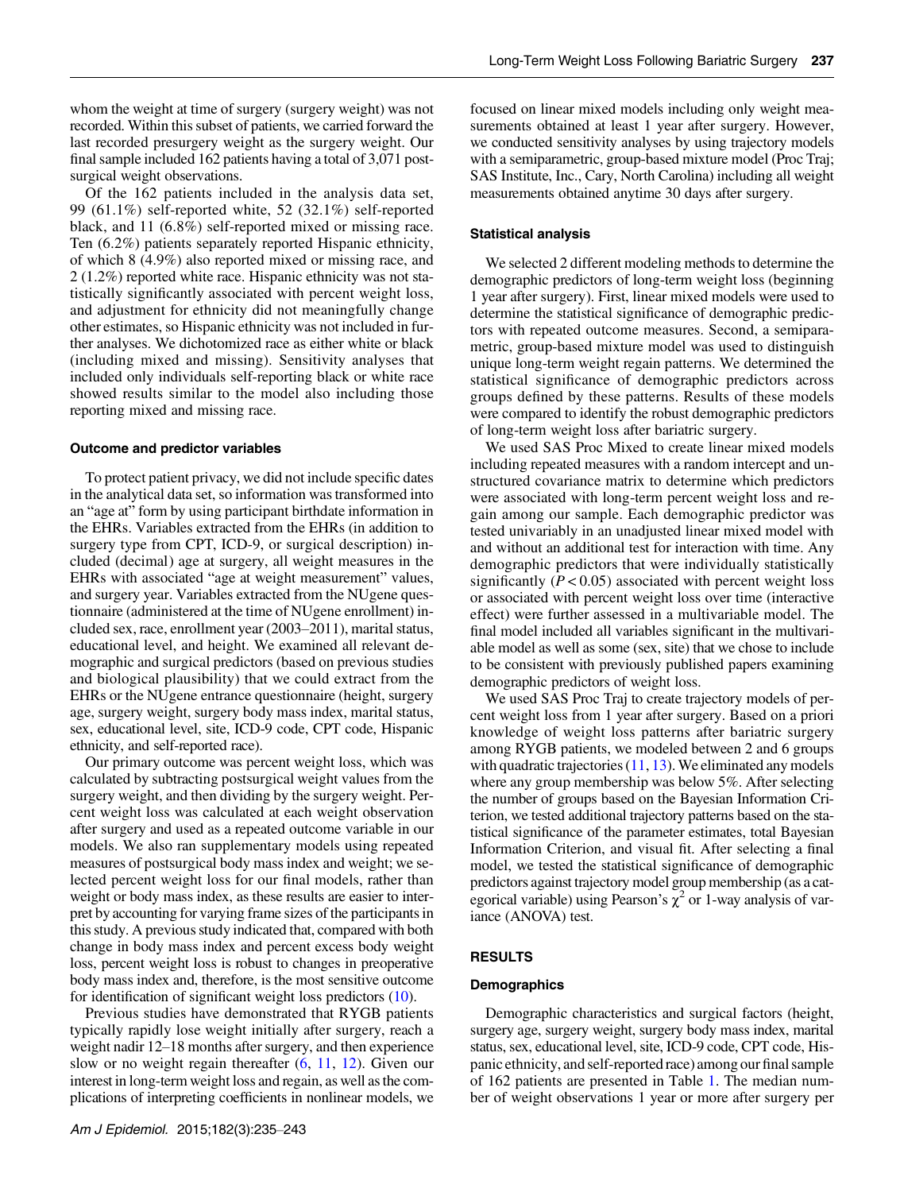whom the weight at time of surgery (surgery weight) was not recorded. Within this subset of patients, we carried forward the last recorded presurgery weight as the surgery weight. Our final sample included 162 patients having a total of 3,071 postsurgical weight observations.

Of the 162 patients included in the analysis data set, 99 (61.1%) self-reported white, 52 (32.1%) self-reported black, and 11 (6.8%) self-reported mixed or missing race. Ten (6.2%) patients separately reported Hispanic ethnicity, of which 8 (4.9%) also reported mixed or missing race, and 2 (1.2%) reported white race. Hispanic ethnicity was not statistically significantly associated with percent weight loss, and adjustment for ethnicity did not meaningfully change other estimates, so Hispanic ethnicity was not included in further analyses. We dichotomized race as either white or black (including mixed and missing). Sensitivity analyses that included only individuals self-reporting black or white race showed results similar to the model also including those reporting mixed and missing race.

### Outcome and predictor variables

To protect patient privacy, we did not include specific dates in the analytical data set, so information was transformed into an "age at" form by using participant birthdate information in the EHRs. Variables extracted from the EHRs (in addition to surgery type from CPT, ICD-9, or surgical description) included (decimal) age at surgery, all weight measures in the EHRs with associated "age at weight measurement" values, and surgery year. Variables extracted from the NUgene questionnaire (administered at the time of NUgene enrollment) included sex, race, enrollment year (2003–2011), marital status, educational level, and height. We examined all relevant demographic and surgical predictors (based on previous studies and biological plausibility) that we could extract from the EHRs or the NUgene entrance questionnaire (height, surgery age, surgery weight, surgery body mass index, marital status, sex, educational level, site, ICD-9 code, CPT code, Hispanic ethnicity, and self-reported race).

Our primary outcome was percent weight loss, which was calculated by subtracting postsurgical weight values from the surgery weight, and then dividing by the surgery weight. Percent weight loss was calculated at each weight observation after surgery and used as a repeated outcome variable in our models. We also ran supplementary models using repeated measures of postsurgical body mass index and weight; we selected percent weight loss for our final models, rather than weight or body mass index, as these results are easier to interpret by accounting for varying frame sizes of the participants in this study. A previous study indicated that, compared with both change in body mass index and percent excess body weight loss, percent weight loss is robust to changes in preoperative body mass index and, therefore, is the most sensitive outcome for identification of significant weight loss predictors (10).

Previous studies have demonstrated that RYGB patients typically rapidly lose weight initially after surgery, reach a weight nadir 12–18 months after surgery, and then experience slow or no weight regain thereafter (6, 11, 12). Given our interest in long-term weight loss and regain, as well as the complications of interpreting coefficients in nonlinear models, we focused on linear mixed models including only weight measurements obtained at least 1 year after surgery. However, we conducted sensitivity analyses by using trajectory models with a semiparametric, group-based mixture model (Proc Traj; SAS Institute, Inc., Cary, North Carolina) including all weight measurements obtained anytime 30 days after surgery.

### Statistical analysis

We selected 2 different modeling methods to determine the demographic predictors of long-term weight loss (beginning 1 year after surgery). First, linear mixed models were used to determine the statistical significance of demographic predictors with repeated outcome measures. Second, a semiparametric, group-based mixture model was used to distinguish unique long-term weight regain patterns. We determined the statistical significance of demographic predictors across groups defined by these patterns. Results of these models were compared to identify the robust demographic predictors of long-term weight loss after bariatric surgery.

We used SAS Proc Mixed to create linear mixed models including repeated measures with a random intercept and unstructured covariance matrix to determine which predictors were associated with long-term percent weight loss and regain among our sample. Each demographic predictor was tested univariably in an unadjusted linear mixed model with and without an additional test for interaction with time. Any demographic predictors that were individually statistically significantly ($P < 0.05$) associated with percent weight loss or associated with percent weight loss over time (interactive effect) were further assessed in a multivariable model. The final model included all variables significant in the multivariable model as well as some (sex, site) that we chose to include to be consistent with previously published papers examining demographic predictors of weight loss.

We used SAS Proc Traj to create trajectory models of percent weight loss from 1 year after surgery. Based on a priori knowledge of weight loss patterns after bariatric surgery among RYGB patients, we modeled between 2 and 6 groups with quadratic trajectories (11, 13). We eliminated any models where any group membership was below 5%. After selecting the number of groups based on the Bayesian Information Criterion, we tested additional trajectory patterns based on the statistical significance of the parameter estimates, total Bayesian Information Criterion, and visual fit. After selecting a final model, we tested the statistical significance of demographic predictors against trajectory model group membership (as a categorical variable) using Pearson's $\chi^2$ or 1-way analysis of variance (ANOVA) test.

## RESULTS

### Demographics

Demographic characteristics and surgical factors (height, surgery age, surgery weight, surgery body mass index, marital status, sex, educational level, site, ICD-9 code, CPT code, Hispanic ethnicity, and self-reported race) among our final sample of 162 patients are presented in Table 1. The median number of weight observations 1 year or more after surgery per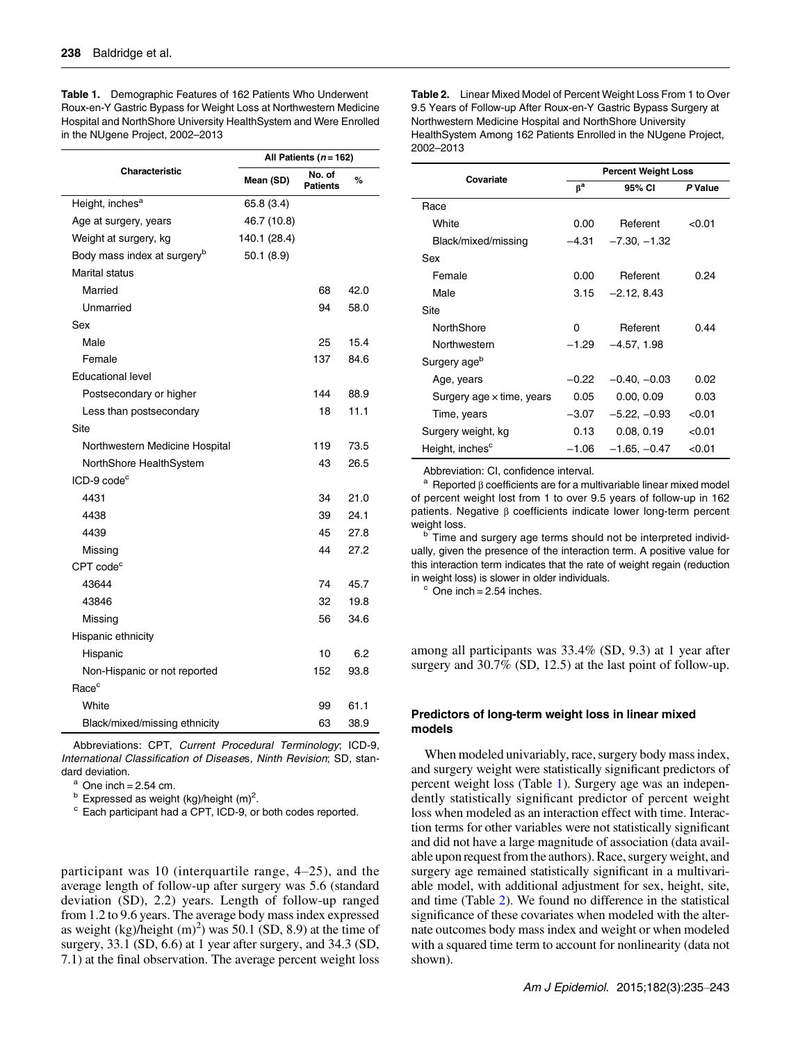**Table 1.** Demographic Features of 162 Patients Who Underwent Roux-en-Y Gastric Bypass for Weight Loss at Northwestern Medicine Hospital and NorthShore University HealthSystem and Were Enrolled in the NUgene Project, 2002–2013

| Characteristic | All Patients (n = 162) | | |
|---|---|---|---|
| | Mean (SD) | No. of Patients | % |
| Height, inches[a] | 65.8 (3.4) | | |
| Age at surgery, years | 46.7 (10.8) | | |
| Weight at surgery, kg | 140.1 (28.4) | | |
| Body mass index at surgery[b] | 50.1 (8.9) | | |
| Marital status | | | |
| Married | | 68 | 42.0 |
| Unmarried | | 94 | 58.0 |
| Sex | | | |
| Male | | 25 | 15.4 |
| Female | | 137 | 84.6 |
| Educational level | | | |
| Postsecondary or higher | | 144 | 88.9 |
| Less than postsecondary | | 18 | 11.1 |
| Site | | | |
| Northwestern Medicine Hospital | | 119 | 73.5 |
| NorthShore HealthSystem | | 43 | 26.5 |
| ICD-9 code[c] | | | |
| 4431 | | 34 | 21.0 |
| 4438 | | 39 | 24.1 |
| 4439 | | 45 | 27.8 |
| Missing | | 44 | 27.2 |
| CPT code[c] | | | |
| 43644 | | 74 | 45.7 |
| 43846 | | 32 | 19.8 |
| Missing | | 56 | 34.6 |
| Hispanic ethnicity | | | |
| Hispanic | | 10 | 6.2 |
| Non-Hispanic or not reported | | 152 | 93.8 |
| Race[c] | | | |
| White | | 99 | 61.1 |
| Black/mixed/missing ethnicity | | 63 | 38.9 |

Abbreviations: CPT, *Current Procedural Terminology*; ICD-9, *International Classification of Diseases*, *Ninth Revision*; SD, standard deviation.

[a] One inch = 2.54 cm.

[b] Expressed as weight (kg)/height (m)$^2$.

[c] Each participant had a CPT, ICD-9, or both codes reported.

participant was 10 (interquartile range, 4–25), and the average length of follow-up after surgery was 5.6 (standard deviation (SD), 2.2) years. Length of follow-up ranged from 1.2 to 9.6 years. The average body mass index expressed as weight (kg)/height (m)$^2$) was 50.1 (SD, 8.9) at the time of surgery, 33.1 (SD, 6.6) at 1 year after surgery, and 34.3 (SD, 7.1) at the final observation. The average percent weight loss among all participants was 33.4% (SD, 9.3) at 1 year after surgery and 30.7% (SD, 12.5) at the last point of follow-up.

**Table 2.** Linear Mixed Model of Percent Weight Loss From 1 to Over 9.5 Years of Follow-up After Roux-en-Y Gastric Bypass Surgery at Northwestern Medicine Hospital and NorthShore University HealthSystem Among 162 Patients Enrolled in the NUgene Project, 2002–2013

| Covariate | Percent Weight Loss | | |
|---|---|---|---|
| | β[a] | 95% CI | P Value |
| Race | | | |
| White | 0.00 | Referent | <0.01 |
| Black/mixed/missing | −4.31 | −7.30, −1.32 | |
| Sex | | | |
| Female | 0.00 | Referent | 0.24 |
| Male | 3.15 | −2.12, 8.43 | |
| Site | | | |
| NorthShore | 0 | Referent | 0.44 |
| Northwestern | −1.29 | −4.57, 1.98 | |
| Surgery age[b] | | | |
| Age, years | −0.22 | −0.40, −0.03 | 0.02 |
| Surgery age × time, years | 0.05 | 0.00, 0.09 | 0.03 |
| Time, years | −3.07 | −5.22, −0.93 | <0.01 |
| Surgery weight, kg | 0.13 | 0.08, 0.19 | <0.01 |
| Height, inches[c] | −1.06 | −1.65, −0.47 | <0.01 |

Abbreviation: CI, confidence interval.

[a] Reported β coefficients are for a multivariable linear mixed model of percent weight lost from 1 to over 9.5 years of follow-up in 162 patients. Negative β coefficients indicate lower long-term percent weight loss.

[b] Time and surgery age terms should not be interpreted individually, given the presence of the interaction term. A positive value for this interaction term indicates that the rate of weight regain (reduction in weight loss) is slower in older individuals.

[c] One inch = 2.54 inches.

### Predictors of long-term weight loss in linear mixed models

When modeled univariably, race, surgery body mass index, and surgery weight were statistically significant predictors of percent weight loss (Table 1). Surgery age was an independently statistically significant predictor of percent weight loss when modeled as an interaction effect with time. Interaction terms for other variables were not statistically significant and did not have a large magnitude of association (data available upon request from the authors). Race, surgery weight, and surgery age remained statistically significant in a multivariable model, with additional adjustment for sex, height, site, and time (Table 2). We found no difference in the statistical significance of these covariates when modeled with the alternate outcomes body mass index and weight or when modeled with a squared time term to account for nonlinearity (data not shown).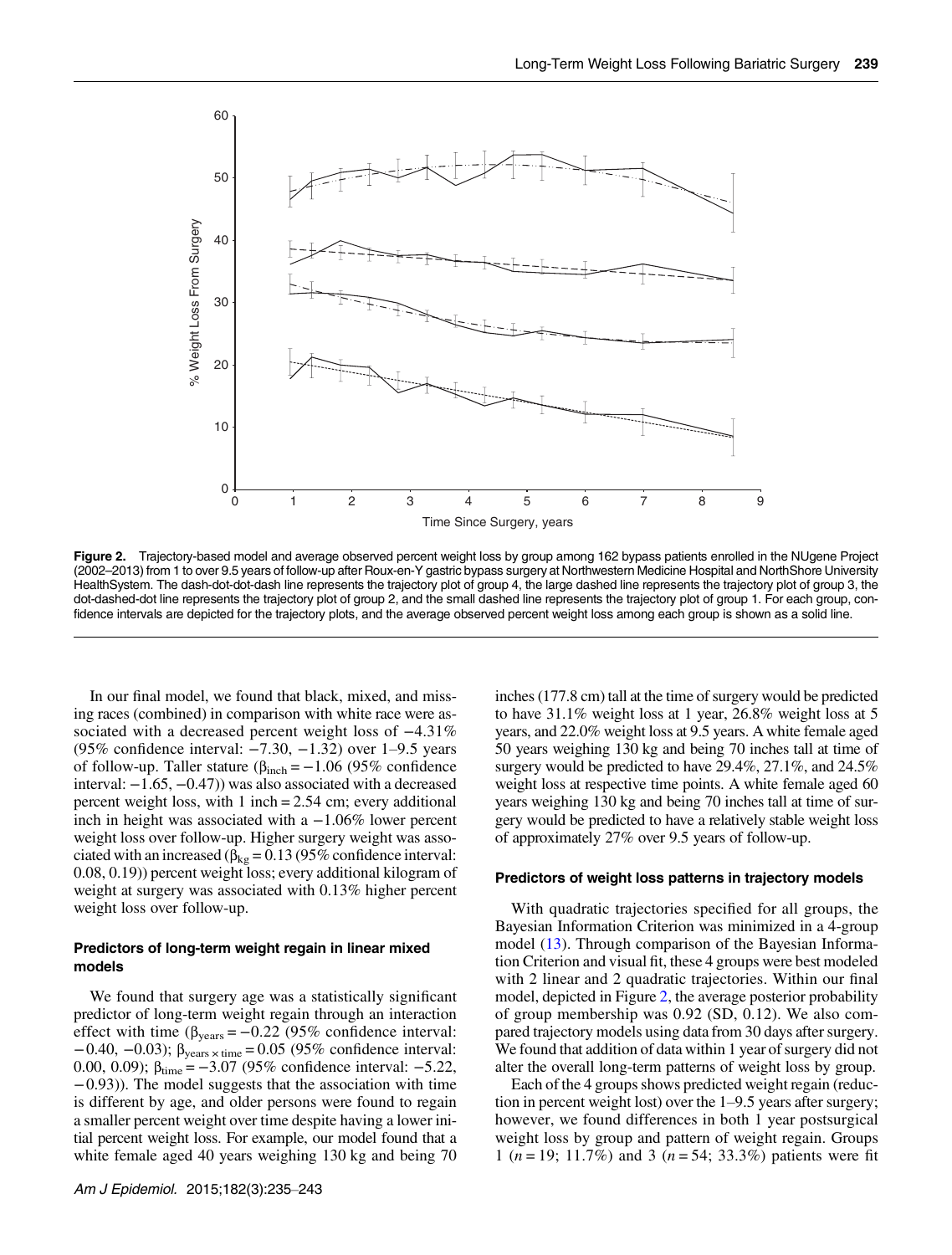Figure 2. Trajectory-based model and average observed percent weight loss by group among 162 bypass patients enrolled in the NUgene Project (2002–2013) from 1 to over 9.5 years of follow-up after Roux-en-Y gastric bypass surgery at Northwestern Medicine Hospital and NorthShore University HealthSystem. The dash-dot-dot-dash line represents the trajectory plot of group 4, the large dashed line represents the trajectory plot of group 3, the dot-dashed-dot line represents the trajectory plot of group 2, and the small dashed line represents the trajectory plot of group 1. For each group, confidence intervals are depicted for the trajectory plots, and the average observed percent weight loss among each group is shown as a solid line.

In our final model, we found that black, mixed, and missing races (combined) in comparison with white race were associated with a decreased percent weight loss of −4.31% (95% confidence interval: −7.30, −1.32) over 1–9.5 years of follow-up. Taller stature ($\beta_{inch} = -1.06$ (95% confidence interval: −1.65, −0.47)) was also associated with a decreased percent weight loss, with 1 inch = 2.54 cm; every additional inch in height was associated with a −1.06% lower percent weight loss over follow-up. Higher surgery weight was associated with an increased ($\beta_{kg} = 0.13$ (95% confidence interval: 0.08, 0.19)) percent weight loss; every additional kilogram of weight at surgery was associated with 0.13% higher percent weight loss over follow-up.

### Predictors of long-term weight regain in linear mixed models

We found that surgery age was a statistically significant predictor of long-term weight regain through an interaction effect with time ($\beta_{years} = -0.22$ (95% confidence interval: −0.40, −0.03); $\beta_{years \times time} = 0.05$ (95% confidence interval: 0.00, 0.09); $\beta_{time} = -3.07$ (95% confidence interval: −5.22, −0.93)). The model suggests that the association with time is different by age, and older persons were found to regain a smaller percent weight over time despite having a lower initial percent weight loss. For example, our model found that a white female aged 40 years weighing 130 kg and being 70 inches (177.8 cm) tall at the time of surgery would be predicted to have 31.1% weight loss at 1 year, 26.8% weight loss at 5 years, and 22.0% weight loss at 9.5 years. A white female aged 50 years weighing 130 kg and being 70 inches tall at time of surgery would be predicted to have 29.4%, 27.1%, and 24.5% weight loss at respective time points. A white female aged 60 years weighing 130 kg and being 70 inches tall at time of surgery would be predicted to have a relatively stable weight loss of approximately 27% over 9.5 years of follow-up.

### Predictors of weight loss patterns in trajectory models

With quadratic trajectories specified for all groups, the Bayesian Information Criterion was minimized in a 4-group model (13). Through comparison of the Bayesian Information Criterion and visual fit, these 4 groups were best modeled with 2 linear and 2 quadratic trajectories. Within our final model, depicted in Figure 2, the average posterior probability of group membership was 0.92 (SD, 0.12). We also compared trajectory models using data from 30 days after surgery. We found that addition of data within 1 year of surgery did not alter the overall long-term patterns of weight loss by group.

Each of the 4 groups shows predicted weight regain (reduction in percent weight lost) over the 1–9.5 years after surgery; however, we found differences in both 1 year postsurgical weight loss by group and pattern of weight regain. Groups 1 ($n = 19$; 11.7%) and 3 ($n = 54$; 33.3%) patients were fit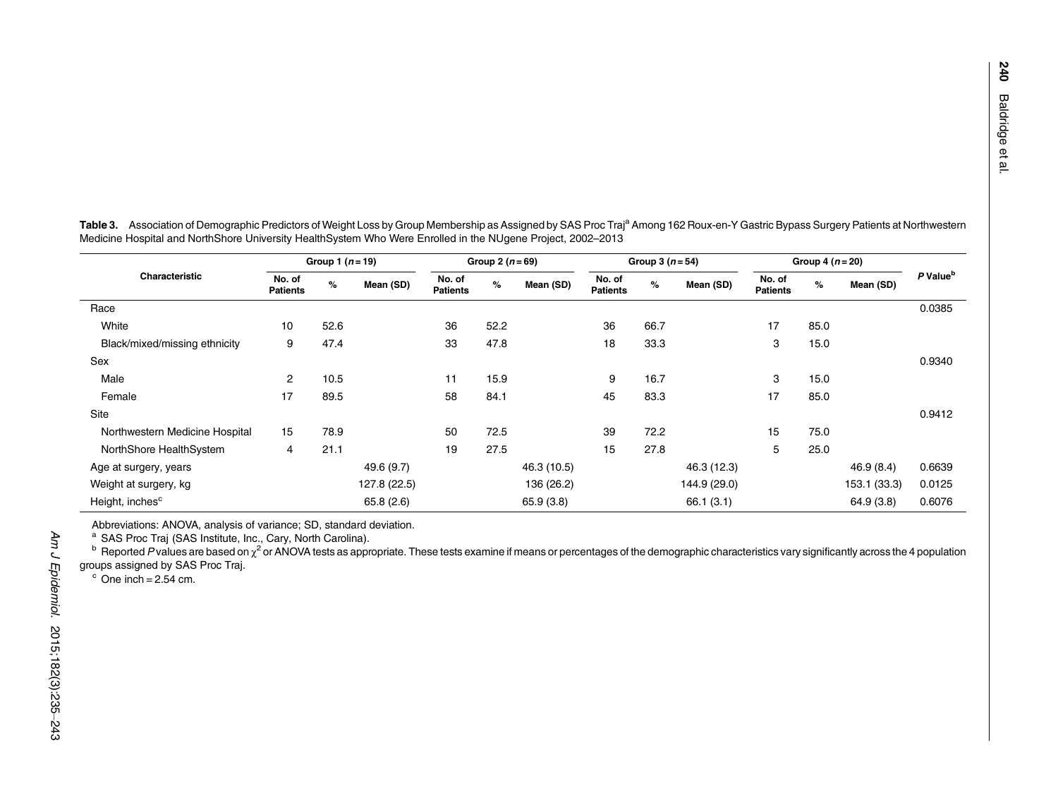**Table 3.** Association of Demographic Predictors of Weight Loss by Group Membership as Assigned by SAS Proc Traj[a] Among 162 Roux-en-Y Gastric Bypass Surgery Patients at Northwestern Medicine Hospital and NorthShore University HealthSystem Who Were Enrolled in the NUgene Project, 2002–2013

| Characteristic | Group 1 ($n = 19$) | | | Group 2 ($n = 69$) | | | Group 3 ($n = 54$) | | | Group 4 ($n = 20$) | | | *P* Value[b] |
|---|---|---|---|---|---|---|---|---|---|---|---|---|---|
| | No. of Patients | % | Mean (SD) | No. of Patients | % | Mean (SD) | No. of Patients | % | Mean (SD) | No. of Patients | % | Mean (SD) | |
| Race | | | | | | | | | | | | | 0.0385 |
| White | 10 | 52.6 | | 36 | 52.2 | | 36 | 66.7 | | 17 | 85.0 | | |
| Black/mixed/missing ethnicity | 9 | 47.4 | | 33 | 47.8 | | 18 | 33.3 | | 3 | 15.0 | | |
| Sex | | | | | | | | | | | | | 0.9340 |
| Male | 2 | 10.5 | | 11 | 15.9 | | 9 | 16.7 | | 3 | 15.0 | | |
| Female | 17 | 89.5 | | 58 | 84.1 | | 45 | 83.3 | | 17 | 85.0 | | |
| Site | | | | | | | | | | | | | 0.9412 |
| Northwestern Medicine Hospital | 15 | 78.9 | | 50 | 72.5 | | 39 | 72.2 | | 15 | 75.0 | | |
| NorthShore HealthSystem | 4 | 21.1 | | 19 | 27.5 | | 15 | 27.8 | | 5 | 25.0 | | |
| Age at surgery, years | | | 49.6 (9.7) | | | 46.3 (10.5) | | | 46.3 (12.3) | | | 46.9 (8.4) | 0.6639 |
| Weight at surgery, kg | | | 127.8 (22.5) | | | 136 (26.2) | | | 144.9 (29.0) | | | 153.1 (33.3) | 0.0125 |
| Height, inches[c] | | | 65.8 (2.6) | | | 65.9 (3.8) | | | 66.1 (3.1) | | | 64.9 (3.8) | 0.6076 |

Abbreviations: ANOVA, analysis of variance; SD, standard deviation.

[a] SAS Proc Traj (SAS Institute, Inc., Cary, North Carolina).

[b] Reported *P* values are based on $\chi^2$ or ANOVA tests as appropriate. These tests examine if means or percentages of the demographic characteristics vary significantly across the 4 population groups assigned by SAS Proc Traj.

[c] One inch = 2.54 cm.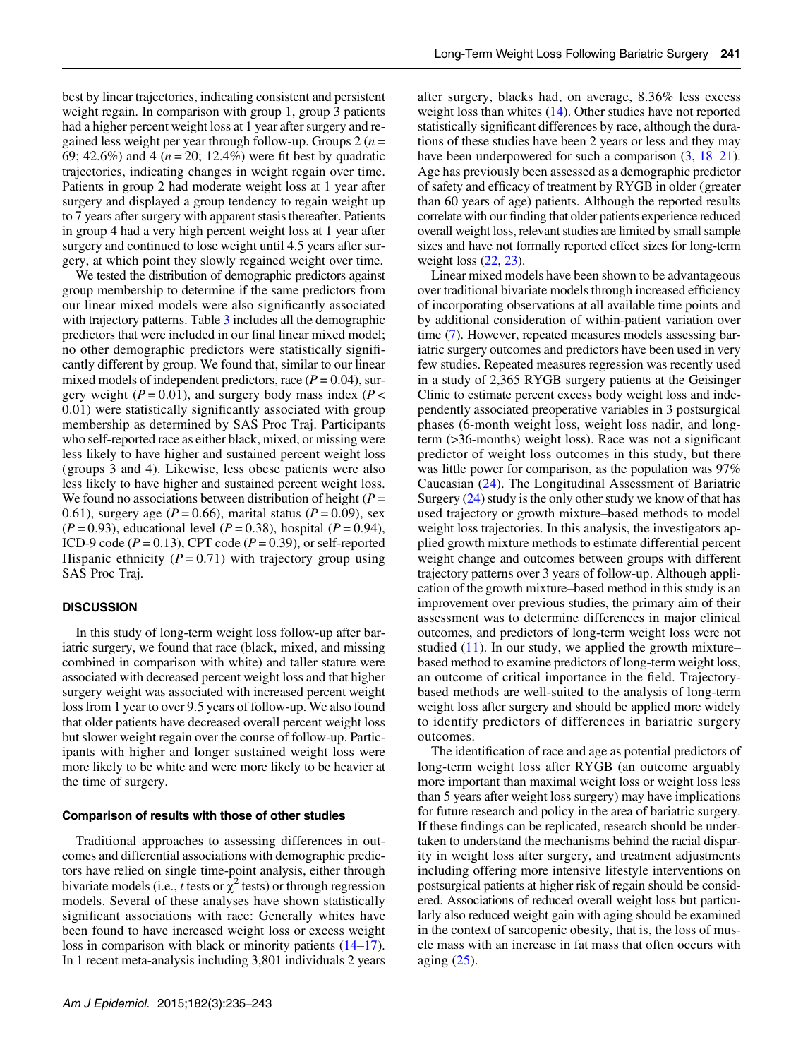best by linear trajectories, indicating consistent and persistent weight regain. In comparison with group 1, group 3 patients had a higher percent weight loss at 1 year after surgery and regained less weight per year through follow-up. Groups 2 ($n$ = 69; 42.6%) and 4 ($n$ = 20; 12.4%) were fit best by quadratic trajectories, indicating changes in weight regain over time. Patients in group 2 had moderate weight loss at 1 year after surgery and displayed a group tendency to regain weight up to 7 years after surgery with apparent stasis thereafter. Patients in group 4 had a very high percent weight loss at 1 year after surgery and continued to lose weight until 4.5 years after surgery, at which point they slowly regained weight over time.

We tested the distribution of demographic predictors against group membership to determine if the same predictors from our linear mixed models were also significantly associated with trajectory patterns. Table 3 includes all the demographic predictors that were included in our final linear mixed model; no other demographic predictors were statistically significantly different by group. We found that, similar to our linear mixed models of independent predictors, race ($P$ = 0.04), surgery weight ($P$ = 0.01), and surgery body mass index ($P$ < 0.01) were statistically significantly associated with group membership as determined by SAS Proc Traj. Participants who self-reported race as either black, mixed, or missing were less likely to have higher and sustained percent weight loss (groups 3 and 4). Likewise, less obese patients were also less likely to have higher and sustained percent weight loss. We found no associations between distribution of height ($P$ = 0.61), surgery age ($P$ = 0.66), marital status ($P$ = 0.09), sex ($P$ = 0.93), educational level ($P$ = 0.38), hospital ($P$ = 0.94), ICD-9 code ($P$ = 0.13), CPT code ($P$ = 0.39), or self-reported Hispanic ethnicity ($P$ = 0.71) with trajectory group using SAS Proc Traj.

## DISCUSSION

In this study of long-term weight loss follow-up after bariatric surgery, we found that race (black, mixed, and missing combined in comparison with white) and taller stature were associated with decreased percent weight loss and that higher surgery weight was associated with increased percent weight loss from 1 year to over 9.5 years of follow-up. We also found that older patients have decreased overall percent weight loss but slower weight regain over the course of follow-up. Participants with higher and longer sustained weight loss were more likely to be white and were more likely to be heavier at the time of surgery.

### Comparison of results with those of other studies

Traditional approaches to assessing differences in outcomes and differential associations with demographic predictors have relied on single time-point analysis, either through bivariate models (i.e., $t$ tests or $\chi^2$ tests) or through regression models. Several of these analyses have shown statistically significant associations with race: Generally whites have been found to have increased weight loss or excess weight loss in comparison with black or minority patients (14–17). In 1 recent meta-analysis including 3,801 individuals 2 years after surgery, blacks had, on average, 8.36% less excess weight loss than whites (14). Other studies have not reported statistically significant differences by race, although the durations of these studies have been 2 years or less and they may have been underpowered for such a comparison (3, 18–21). Age has previously been assessed as a demographic predictor of safety and efficacy of treatment by RYGB in older (greater than 60 years of age) patients. Although the reported results correlate with our finding that older patients experience reduced overall weight loss, relevant studies are limited by small sample sizes and have not formally reported effect sizes for long-term weight loss (22, 23).

Linear mixed models have been shown to be advantageous over traditional bivariate models through increased efficiency of incorporating observations at all available time points and by additional consideration of within-patient variation over time (7). However, repeated measures models assessing bariatric surgery outcomes and predictors have been used in very few studies. Repeated measures regression was recently used in a study of 2,365 RYGB surgery patients at the Geisinger Clinic to estimate percent excess body weight loss and independently associated preoperative variables in 3 postsurgical phases (6-month weight loss, weight loss nadir, and long-term (>36-months) weight loss). Race was not a significant predictor of weight loss outcomes in this study, but there was little power for comparison, as the population was 97% Caucasian (24). The Longitudinal Assessment of Bariatric Surgery (24) study is the only other study we know of that has used trajectory or growth mixture–based methods to model weight loss trajectories. In this analysis, the investigators applied growth mixture methods to estimate differential percent weight change and outcomes between groups with different trajectory patterns over 3 years of follow-up. Although application of the growth mixture–based method in this study is an improvement over previous studies, the primary aim of their assessment was to determine differences in major clinical outcomes, and predictors of long-term weight loss were not studied (11). In our study, we applied the growth mixture–based method to examine predictors of long-term weight loss, an outcome of critical importance in the field. Trajectory-based methods are well-suited to the analysis of long-term weight loss after surgery and should be applied more widely to identify predictors of differences in bariatric surgery outcomes.

The identification of race and age as potential predictors of long-term weight loss after RYGB (an outcome arguably more important than maximal weight loss or weight loss less than 5 years after weight loss surgery) may have implications for future research and policy in the area of bariatric surgery. If these findings can be replicated, research should be undertaken to understand the mechanisms behind the racial disparity in weight loss after surgery, and treatment adjustments including offering more intensive lifestyle interventions on postsurgical patients at higher risk of regain should be considered. Associations of reduced overall weight loss but particularly also reduced weight gain with aging should be examined in the context of sarcopenic obesity, that is, the loss of muscle mass with an increase in fat mass that often occurs with aging (25).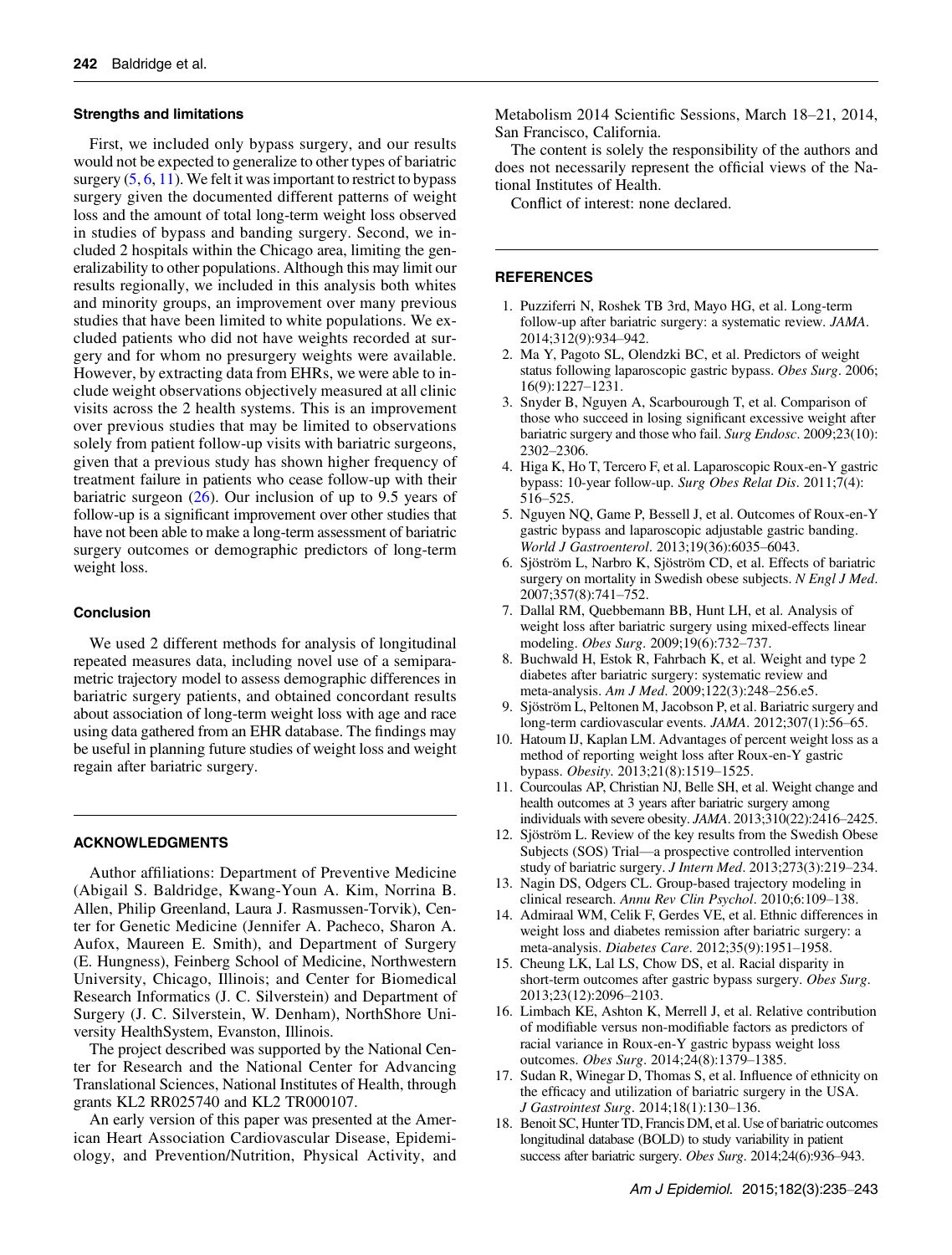### Strengths and limitations

First, we included only bypass surgery, and our results would not be expected to generalize to other types of bariatric surgery (5, 6, 11). We felt it was important to restrict to bypass surgery given the documented different patterns of weight loss and the amount of total long-term weight loss observed in studies of bypass and banding surgery. Second, we included 2 hospitals within the Chicago area, limiting the generalizability to other populations. Although this may limit our results regionally, we included in this analysis both whites and minority groups, an improvement over many previous studies that have been limited to white populations. We excluded patients who did not have weights recorded at surgery and for whom no presurgery weights were available. However, by extracting data from EHRs, we were able to include weight observations objectively measured at all clinic visits across the 2 health systems. This is an improvement over previous studies that may be limited to observations solely from patient follow-up visits with bariatric surgeons, given that a previous study has shown higher frequency of treatment failure in patients who cease follow-up with their bariatric surgeon (26). Our inclusion of up to 9.5 years of follow-up is a significant improvement over other studies that have not been able to make a long-term assessment of bariatric surgery outcomes or demographic predictors of long-term weight loss.

### Conclusion

We used 2 different methods for analysis of longitudinal repeated measures data, including novel use of a semiparametric trajectory model to assess demographic differences in bariatric surgery patients, and obtained concordant results about association of long-term weight loss with age and race using data gathered from an EHR database. The findings may be useful in planning future studies of weight loss and weight regain after bariatric surgery.

## ACKNOWLEDGMENTS

Author affiliations: Department of Preventive Medicine (Abigail S. Baldridge, Kwang-Youn A. Kim, Norrina B. Allen, Philip Greenland, Laura J. Rasmussen-Torvik), Center for Genetic Medicine (Jennifer A. Pacheco, Sharon A. Aufox, Maureen E. Smith), and Department of Surgery (E. Hungness), Feinberg School of Medicine, Northwestern University, Chicago, Illinois; and Center for Biomedical Research Informatics (J. C. Silverstein) and Department of Surgery (J. C. Silverstein, W. Denham), NorthShore University HealthSystem, Evanston, Illinois.

The project described was supported by the National Center for Research and the National Center for Advancing Translational Sciences, National Institutes of Health, through grants KL2 RR025740 and KL2 TR000107.

An early version of this paper was presented at the American Heart Association Cardiovascular Disease, Epidemiology, and Prevention/Nutrition, Physical Activity, and Metabolism 2014 Scientific Sessions, March 18–21, 2014, San Francisco, California.

The content is solely the responsibility of the authors and does not necessarily represent the official views of the National Institutes of Health.

Conflict of interest: none declared.

## REFERENCES

1. Puzziferri N, Roshek TB 3rd, Mayo HG, et al. Long-term follow-up after bariatric surgery: a systematic review. *JAMA*. 2014;312(9):934–942.
2. Ma Y, Pagoto SL, Olendzki BC, et al. Predictors of weight status following laparoscopic gastric bypass. *Obes Surg*. 2006;16(9):1227–1231.
3. Snyder B, Nguyen A, Scarbourough T, et al. Comparison of those who succeed in losing significant excessive weight after bariatric surgery and those who fail. *Surg Endosc*. 2009;23(10):2302–2306.
4. Higa K, Ho T, Tercero F, et al. Laparoscopic Roux-en-Y gastric bypass: 10-year follow-up. *Surg Obes Relat Dis*. 2011;7(4):516–525.
5. Nguyen NQ, Game P, Bessell J, et al. Outcomes of Roux-en-Y gastric bypass and laparoscopic adjustable gastric banding. *World J Gastroenterol*. 2013;19(36):6035–6043.
6. Sjöström L, Narbro K, Sjöström CD, et al. Effects of bariatric surgery on mortality in Swedish obese subjects. *N Engl J Med*. 2007;357(8):741–752.
7. Dallal RM, Quebbemann BB, Hunt LH, et al. Analysis of weight loss after bariatric surgery using mixed-effects linear modeling. *Obes Surg*. 2009;19(6):732–737.
8. Buchwald H, Estok R, Fahrbach K, et al. Weight and type 2 diabetes after bariatric surgery: systematic review and meta-analysis. *Am J Med*. 2009;122(3):248–256.e5.
9. Sjöström L, Peltonen M, Jacobson P, et al. Bariatric surgery and long-term cardiovascular events. *JAMA*. 2012;307(1):56–65.
10. Hatoum IJ, Kaplan LM. Advantages of percent weight loss as a method of reporting weight loss after Roux-en-Y gastric bypass. *Obesity*. 2013;21(8):1519–1525.
11. Courcoulas AP, Christian NJ, Belle SH, et al. Weight change and health outcomes at 3 years after bariatric surgery among individuals with severe obesity. *JAMA*. 2013;310(22):2416–2425.
12. Sjöström L. Review of the key results from the Swedish Obese Subjects (SOS) Trial—a prospective controlled intervention study of bariatric surgery. *J Intern Med*. 2013;273(3):219–234.
13. Nagin DS, Odgers CL. Group-based trajectory modeling in clinical research. *Annu Rev Clin Psychol*. 2010;6:109–138.
14. Admiraal WM, Celik F, Gerdes VE, et al. Ethnic differences in weight loss and diabetes remission after bariatric surgery: a meta-analysis. *Diabetes Care*. 2012;35(9):1951–1958.
15. Cheung LK, Lal LS, Chow DS, et al. Racial disparity in short-term outcomes after gastric bypass surgery. *Obes Surg*. 2013;23(12):2096–2103.
16. Limbach KE, Ashton K, Merrell J, et al. Relative contribution of modifiable versus non-modifiable factors as predictors of racial variance in Roux-en-Y gastric bypass weight loss outcomes. *Obes Surg*. 2014;24(8):1379–1385.
17. Sudan R, Winegar D, Thomas S, et al. Influence of ethnicity on the efficacy and utilization of bariatric surgery in the USA. *J Gastrointest Surg*. 2014;18(1):130–136.
18. Benoit SC, Hunter TD, Francis DM, et al. Use of bariatric outcomes longitudinal database (BOLD) to study variability in patient success after bariatric surgery. *Obes Surg*. 2014;24(6):936–943.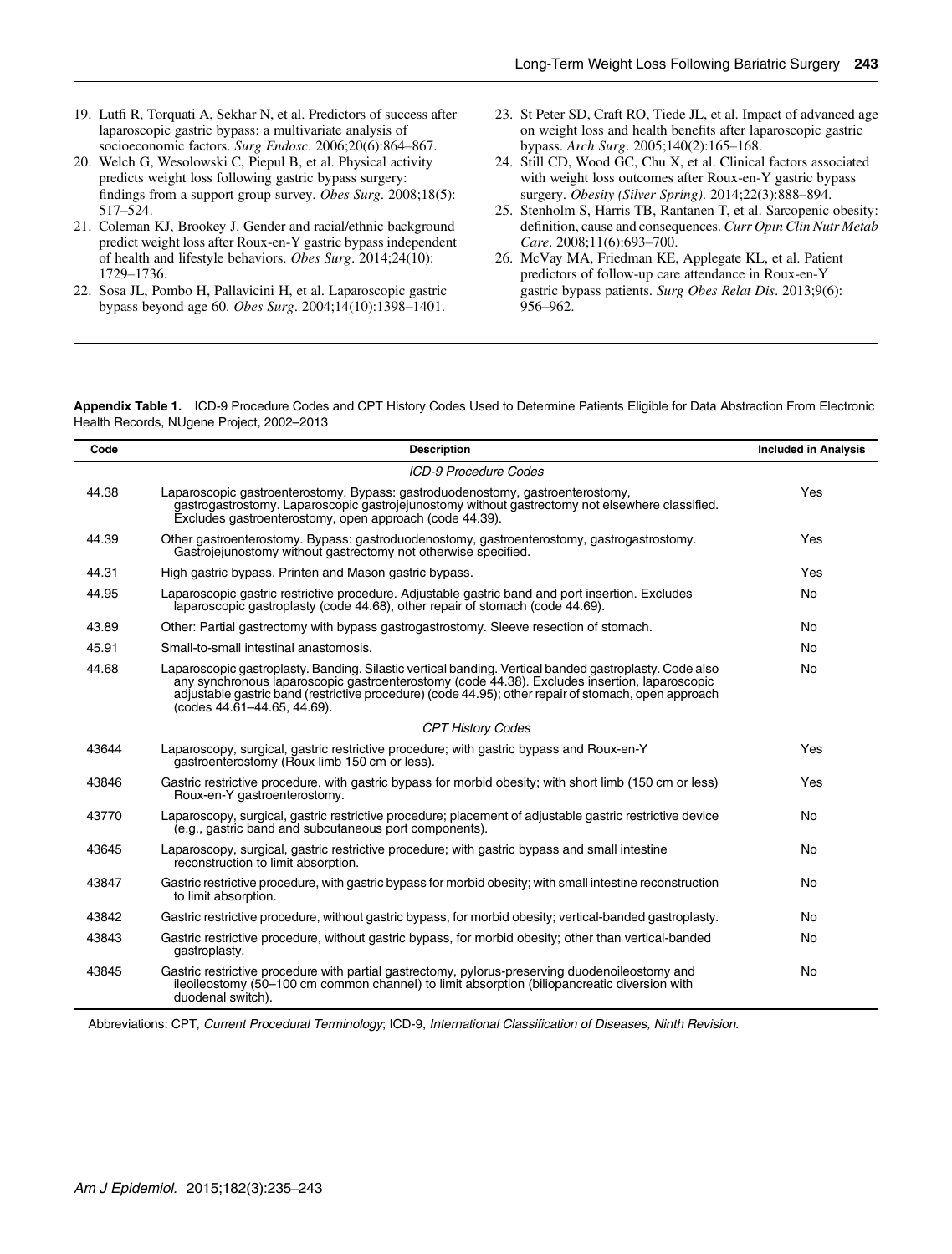19. Lutfi R, Torquati A, Sekhar N, et al. Predictors of success after laparoscopic gastric bypass: a multivariate analysis of socioeconomic factors. *Surg Endosc*. 2006;20(6):864–867.
20. Welch G, Wesolowski C, Piepul B, et al. Physical activity predicts weight loss following gastric bypass surgery: findings from a support group survey. *Obes Surg*. 2008;18(5): 517–524.
21. Coleman KJ, Brookey J. Gender and racial/ethnic background predict weight loss after Roux-en-Y gastric bypass independent of health and lifestyle behaviors. *Obes Surg*. 2014;24(10): 1729–1736.
22. Sosa JL, Pombo H, Pallavicini H, et al. Laparoscopic gastric bypass beyond age 60. *Obes Surg*. 2004;14(10):1398–1401.
23. St Peter SD, Craft RO, Tiede JL, et al. Impact of advanced age on weight loss and health benefits after laparoscopic gastric bypass. *Arch Surg*. 2005;140(2):165–168.
24. Still CD, Wood GC, Chu X, et al. Clinical factors associated with weight loss outcomes after Roux-en-Y gastric bypass surgery. *Obesity (Silver Spring)*. 2014;22(3):888–894.
25. Stenholm S, Harris TB, Rantanen T, et al. Sarcopenic obesity: definition, cause and consequences. *Curr Opin Clin Nutr Metab Care*. 2008;11(6):693–700.
26. McVay MA, Friedman KE, Applegate KL, et al. Patient predictors of follow-up care attendance in Roux-en-Y gastric bypass patients. *Surg Obes Relat Dis*. 2013;9(6): 956–962.

**Appendix Table 1.** ICD-9 Procedure Codes and CPT History Codes Used to Determine Patients Eligible for Data Abstraction From Electronic Health Records, NUgene Project, 2002–2013

| Code | Description | Included in Analysis |
|---|---|---|
| | *ICD-9 Procedure Codes* | |
| 44.38 | Laparoscopic gastroenterostomy. Bypass: gastroduodenostomy, gastroenterostomy, gastrogastrostomy. Laparoscopic gastrojejunostomy without gastrectomy not elsewhere classified. Excludes gastroenterostomy, open approach (code 44.39). | Yes |
| 44.39 | Other gastroenterostomy. Bypass: gastroduodenostomy, gastroenterostomy, gastrogastrostomy. Gastrojejunostomy without gastrectomy not otherwise specified. | Yes |
| 44.31 | High gastric bypass. Printen and Mason gastric bypass. | Yes |
| 44.95 | Laparoscopic gastric restrictive procedure. Adjustable gastric band and port insertion. Excludes laparoscopic gastroplasty (code 44.68), other repair of stomach (code 44.69). | No |
| 43.89 | Other: Partial gastrectomy with bypass gastrogastrostomy. Sleeve resection of stomach. | No |
| 45.91 | Small-to-small intestinal anastomosis. | No |
| 44.68 | Laparoscopic gastroplasty. Banding. Silastic vertical banding. Vertical banded gastroplasty. Code also any synchronous laparoscopic gastroenterostomy (code 44.38). Excludes insertion, laparoscopic adjustable gastric band (restrictive procedure) (code 44.95); other repair of stomach, open approach (codes 44.61–44.65, 44.69). | No |
| | *CPT History Codes* | |
| 43644 | Laparoscopy, surgical, gastric restrictive procedure; with gastric bypass and Roux-en-Y gastroenterostomy (Roux limb 150 cm or less). | Yes |
| 43846 | Gastric restrictive procedure, with gastric bypass for morbid obesity; with short limb (150 cm or less) Roux-en-Y gastroenterostomy. | Yes |
| 43770 | Laparoscopy, surgical, gastric restrictive procedure; placement of adjustable gastric restrictive device (e.g., gastric band and subcutaneous port components). | No |
| 43645 | Laparoscopy, surgical, gastric restrictive procedure; with gastric bypass and small intestine reconstruction to limit absorption. | No |
| 43847 | Gastric restrictive procedure, with gastric bypass for morbid obesity; with small intestine reconstruction to limit absorption. | No |
| 43842 | Gastric restrictive procedure, without gastric bypass, for morbid obesity; vertical-banded gastroplasty. | No |
| 43843 | Gastric restrictive procedure, without gastric bypass, for morbid obesity; other than vertical-banded gastroplasty. | No |
| 43845 | Gastric restrictive procedure with partial gastrectomy, pylorus-preserving duodenoileostomy and ileoileostomy (50–100 cm common channel) to limit absorption (biliopancreatic diversion with duodenal switch). | No |

Abbreviations: CPT, *Current Procedural Terminology*; ICD-9, *International Classification of Diseases, Ninth Revision*.